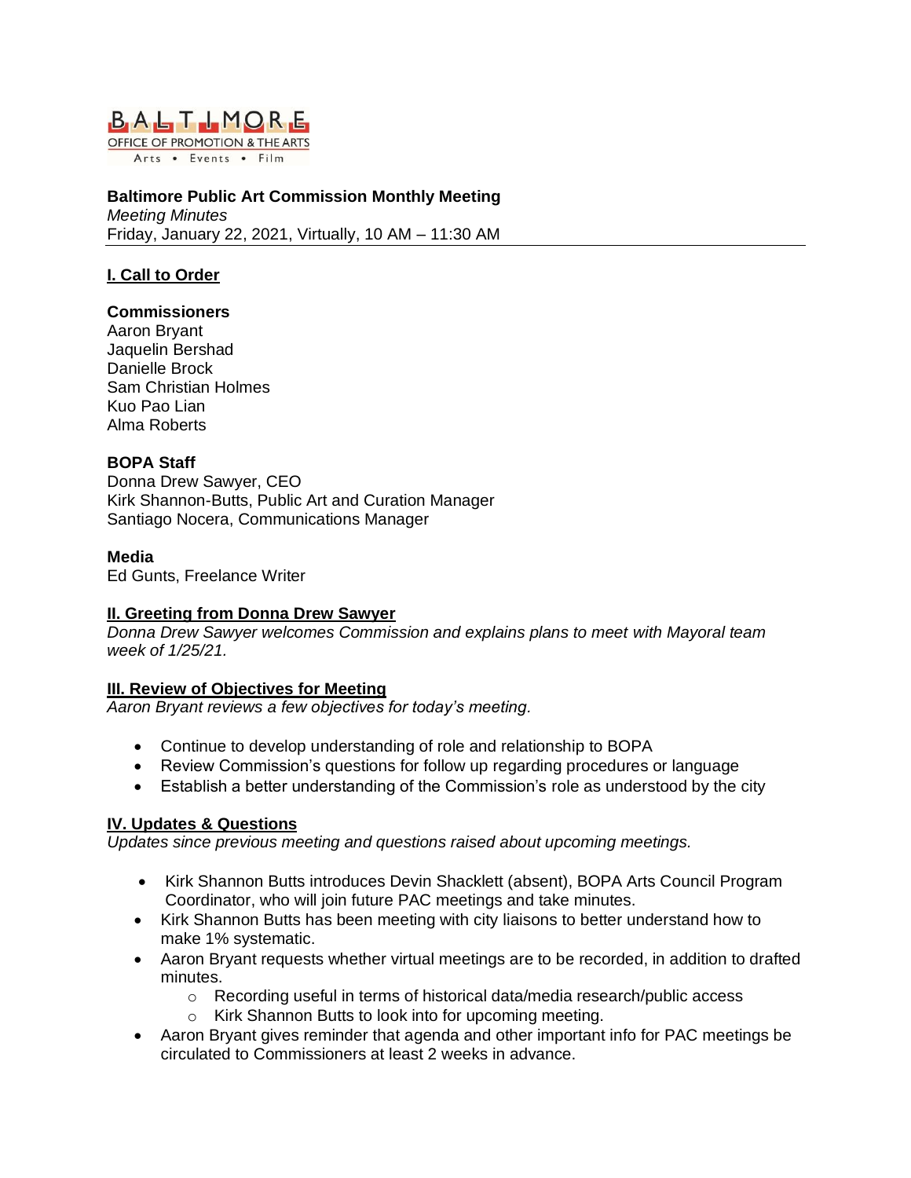BALTIMORE
OFFICE OF PROMOTION & THE ARTS
Arts • Events • Film

**Baltimore Public Art Commission Monthly Meeting**
*Meeting Minutes*
Friday, January 22, 2021, Virtually, 10 AM – 11:30 AM

## I. Call to Order

**Commissioners**
Aaron Bryant
Jaquelin Bershad
Danielle Brock
Sam Christian Holmes
Kuo Pao Lian
Alma Roberts

**BOPA Staff**
Donna Drew Sawyer, CEO
Kirk Shannon-Butts, Public Art and Curation Manager
Santiago Nocera, Communications Manager

**Media**
Ed Gunts, Freelance Writer

## II. Greeting from Donna Drew Sawyer

*Donna Drew Sawyer welcomes Commission and explains plans to meet with Mayoral team week of 1/25/21.*

## III. Review of Objectives for Meeting

*Aaron Bryant reviews a few objectives for today's meeting.*

- Continue to develop understanding of role and relationship to BOPA
- Review Commission's questions for follow up regarding procedures or language
- Establish a better understanding of the Commission's role as understood by the city

## IV. Updates & Questions

*Updates since previous meeting and questions raised about upcoming meetings.*

- Kirk Shannon Butts introduces Devin Shacklett (absent), BOPA Arts Council Program Coordinator, who will join future PAC meetings and take minutes.
- Kirk Shannon Butts has been meeting with city liaisons to better understand how to make 1% systematic.
- Aaron Bryant requests whether virtual meetings are to be recorded, in addition to drafted minutes.
  - Recording useful in terms of historical data/media research/public access
  - Kirk Shannon Butts to look into for upcoming meeting.
- Aaron Bryant gives reminder that agenda and other important info for PAC meetings be circulated to Commissioners at least 2 weeks in advance.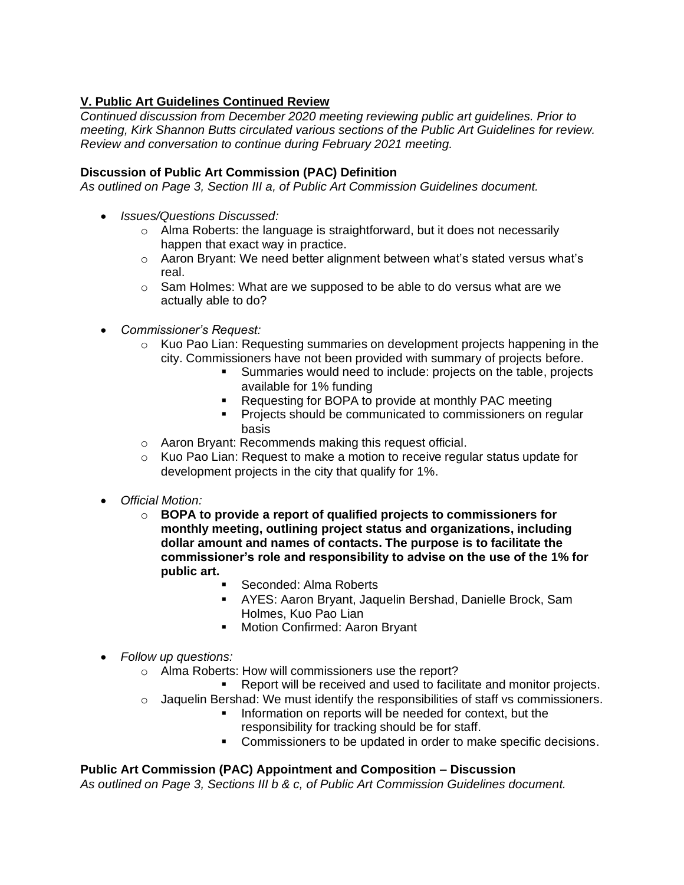## V. Public Art Guidelines Continued Review

*Continued discussion from December 2020 meeting reviewing public art guidelines. Prior to meeting, Kirk Shannon Butts circulated various sections of the Public Art Guidelines for review. Review and conversation to continue during February 2021 meeting.*

### Discussion of Public Art Commission (PAC) Definition

*As outlined on Page 3, Section III a, of Public Art Commission Guidelines document.*

- *Issues/Questions Discussed:*
  - Alma Roberts: the language is straightforward, but it does not necessarily happen that exact way in practice.
  - Aaron Bryant: We need better alignment between what's stated versus what's real.
  - Sam Holmes: What are we supposed to be able to do versus what are we actually able to do?

- *Commissioner's Request:*
  - Kuo Pao Lian: Requesting summaries on development projects happening in the city. Commissioners have not been provided with summary of projects before.
    - Summaries would need to include: projects on the table, projects available for 1% funding
    - Requesting for BOPA to provide at monthly PAC meeting
    - Projects should be communicated to commissioners on regular basis
  - Aaron Bryant: Recommends making this request official.
  - Kuo Pao Lian: Request to make a motion to receive regular status update for development projects in the city that qualify for 1%.

- *Official Motion:*
  - **BOPA to provide a report of qualified projects to commissioners for monthly meeting, outlining project status and organizations, including dollar amount and names of contacts. The purpose is to facilitate the commissioner's role and responsibility to advise on the use of the 1% for public art.**
    - Seconded: Alma Roberts
    - AYES: Aaron Bryant, Jaquelin Bershad, Danielle Brock, Sam Holmes, Kuo Pao Lian
    - Motion Confirmed: Aaron Bryant

- *Follow up questions:*
  - Alma Roberts: How will commissioners use the report?
    - Report will be received and used to facilitate and monitor projects.
  - Jaquelin Bershad: We must identify the responsibilities of staff vs commissioners.
    - Information on reports will be needed for context, but the responsibility for tracking should be for staff.
    - Commissioners to be updated in order to make specific decisions.

### Public Art Commission (PAC) Appointment and Composition – Discussion

*As outlined on Page 3, Sections III b & c, of Public Art Commission Guidelines document.*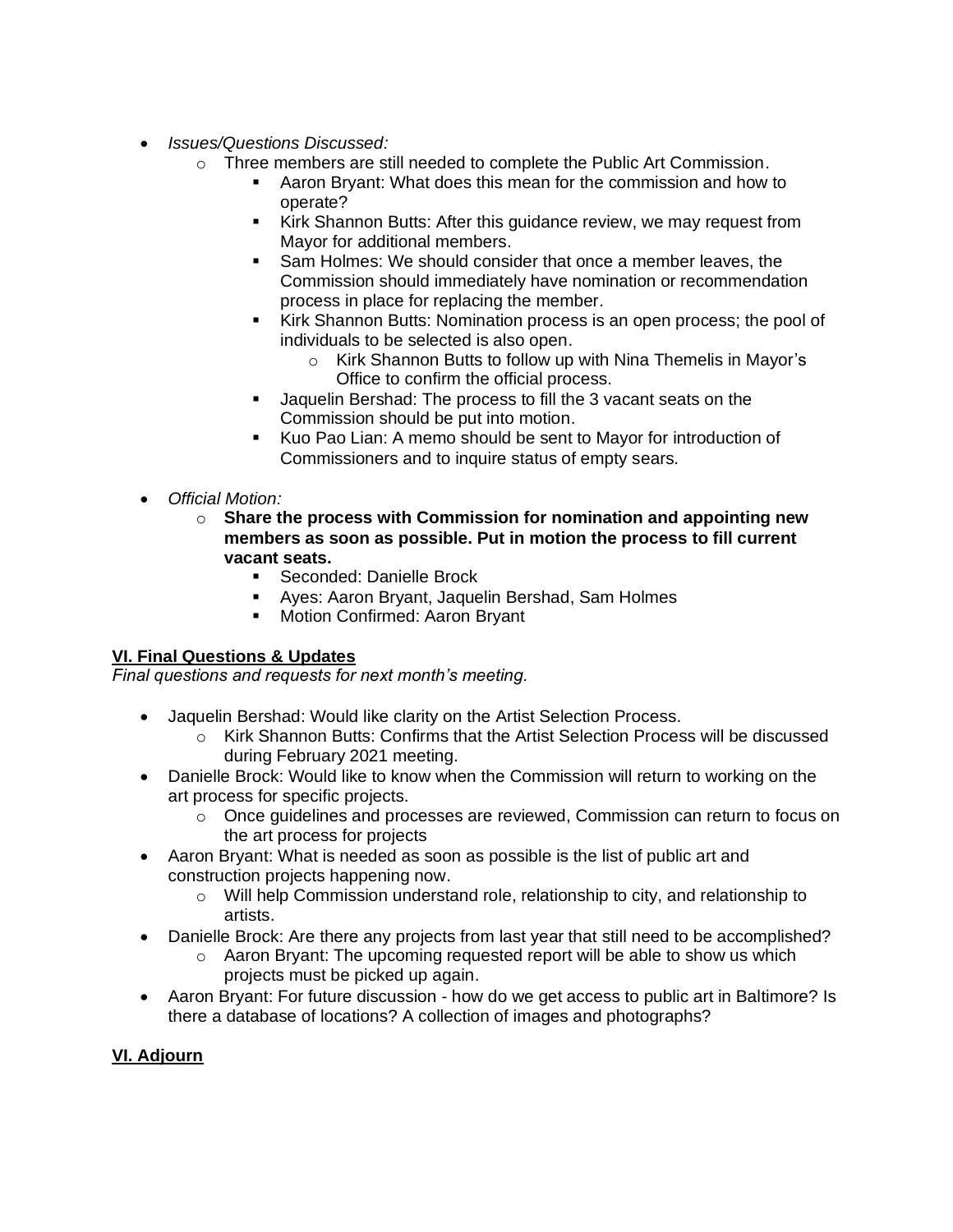- *Issues/Questions Discussed:*
  - Three members are still needed to complete the Public Art Commission.
    - Aaron Bryant: What does this mean for the commission and how to operate?
    - Kirk Shannon Butts: After this guidance review, we may request from Mayor for additional members.
    - Sam Holmes: We should consider that once a member leaves, the Commission should immediately have nomination or recommendation process in place for replacing the member.
    - Kirk Shannon Butts: Nomination process is an open process; the pool of individuals to be selected is also open.
      - Kirk Shannon Butts to follow up with Nina Themelis in Mayor's Office to confirm the official process.
    - Jaquelin Bershad: The process to fill the 3 vacant seats on the Commission should be put into motion.
    - Kuo Pao Lian: A memo should be sent to Mayor for introduction of Commissioners and to inquire status of empty sears.

- *Official Motion:*
  - **Share the process with Commission for nomination and appointing new members as soon as possible. Put in motion the process to fill current vacant seats.**
    - Seconded: Danielle Brock
    - Ayes: Aaron Bryant, Jaquelin Bershad, Sam Holmes
    - Motion Confirmed: Aaron Bryant

## VI. Final Questions & Updates

*Final questions and requests for next month's meeting.*

- Jaquelin Bershad: Would like clarity on the Artist Selection Process.
  - Kirk Shannon Butts: Confirms that the Artist Selection Process will be discussed during February 2021 meeting.
- Danielle Brock: Would like to know when the Commission will return to working on the art process for specific projects.
  - Once guidelines and processes are reviewed, Commission can return to focus on the art process for projects
- Aaron Bryant: What is needed as soon as possible is the list of public art and construction projects happening now.
  - Will help Commission understand role, relationship to city, and relationship to artists.
- Danielle Brock: Are there any projects from last year that still need to be accomplished?
  - Aaron Bryant: The upcoming requested report will be able to show us which projects must be picked up again.
- Aaron Bryant: For future discussion - how do we get access to public art in Baltimore? Is there a database of locations? A collection of images and photographs?

## VI. Adjourn